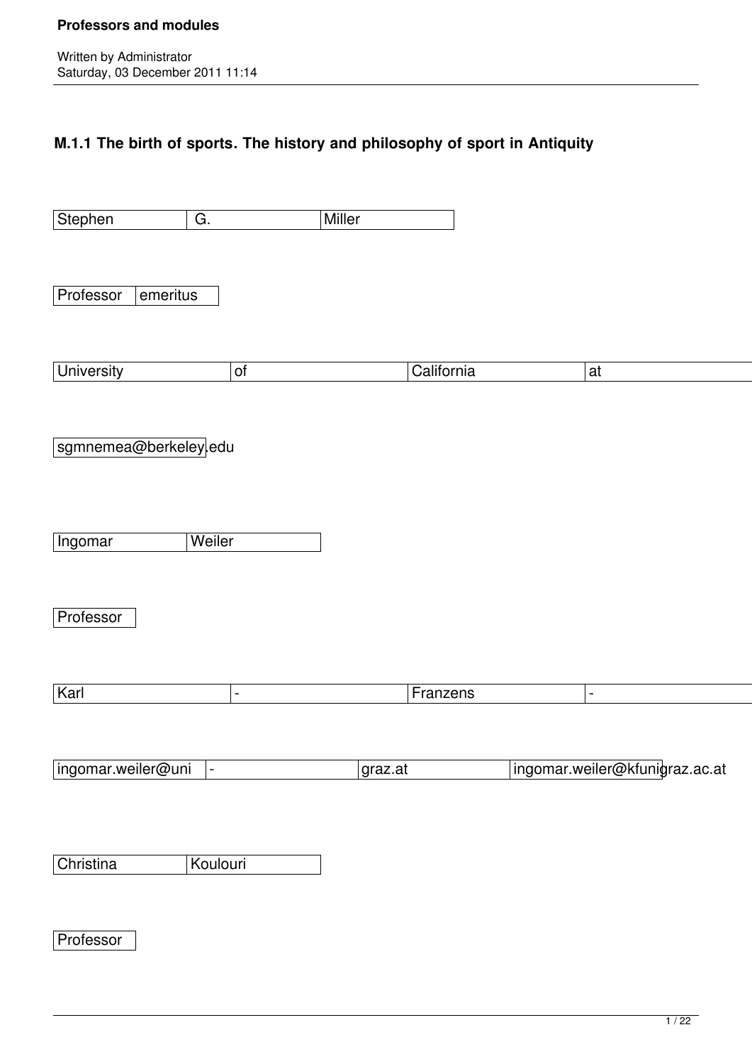# M.1.1 The birth of sports. The history and philosophy of sport in Antiquity

| Stephen | G. | Miller |
|---|---|---|

| Professor | emeritus |
|---|---|

| University | of | California | at |
|---|---|---|---|

sgmnemea@berkeley.edu

| Ingomar | Weiler |
|---|---|

| Professor |
|---|

| Karl | - | Franzens | - |
|---|---|---|---|

| ingomar.weiler@uni | - | graz.at | ingomar.weiler@kfunigraz.ac.at |
|---|---|---|---|

| Christina | Koulouri |
|---|---|

| Professor |
|---|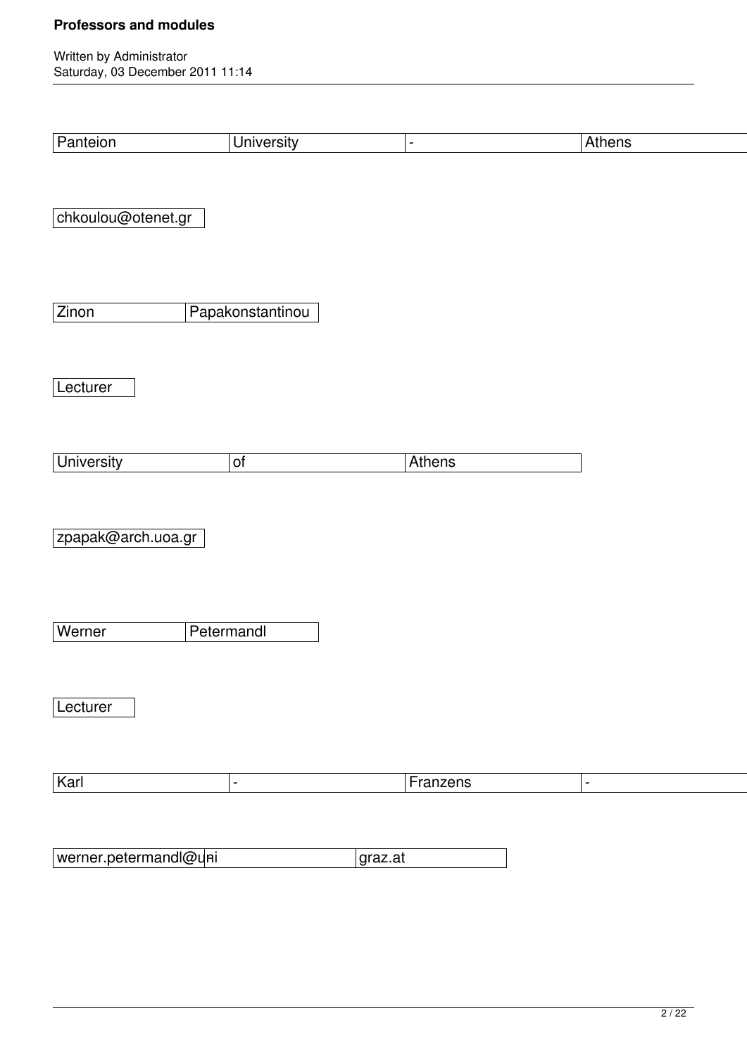| Panteion | University | - | Athens |
|---|---|---|---|

chkoulou@otenet.gr

| Zinon | Papakonstantinou |
|---|---|

Lecturer

| University | of | Athens |
|---|---|---|

zpapak@arch.uoa.gr

| Werner | Petermandl |
|---|---|

Lecturer

| Karl | - | Franzens | - |
|---|---|---|---|

| werner.petermandl@uni | graz.at |
|---|---|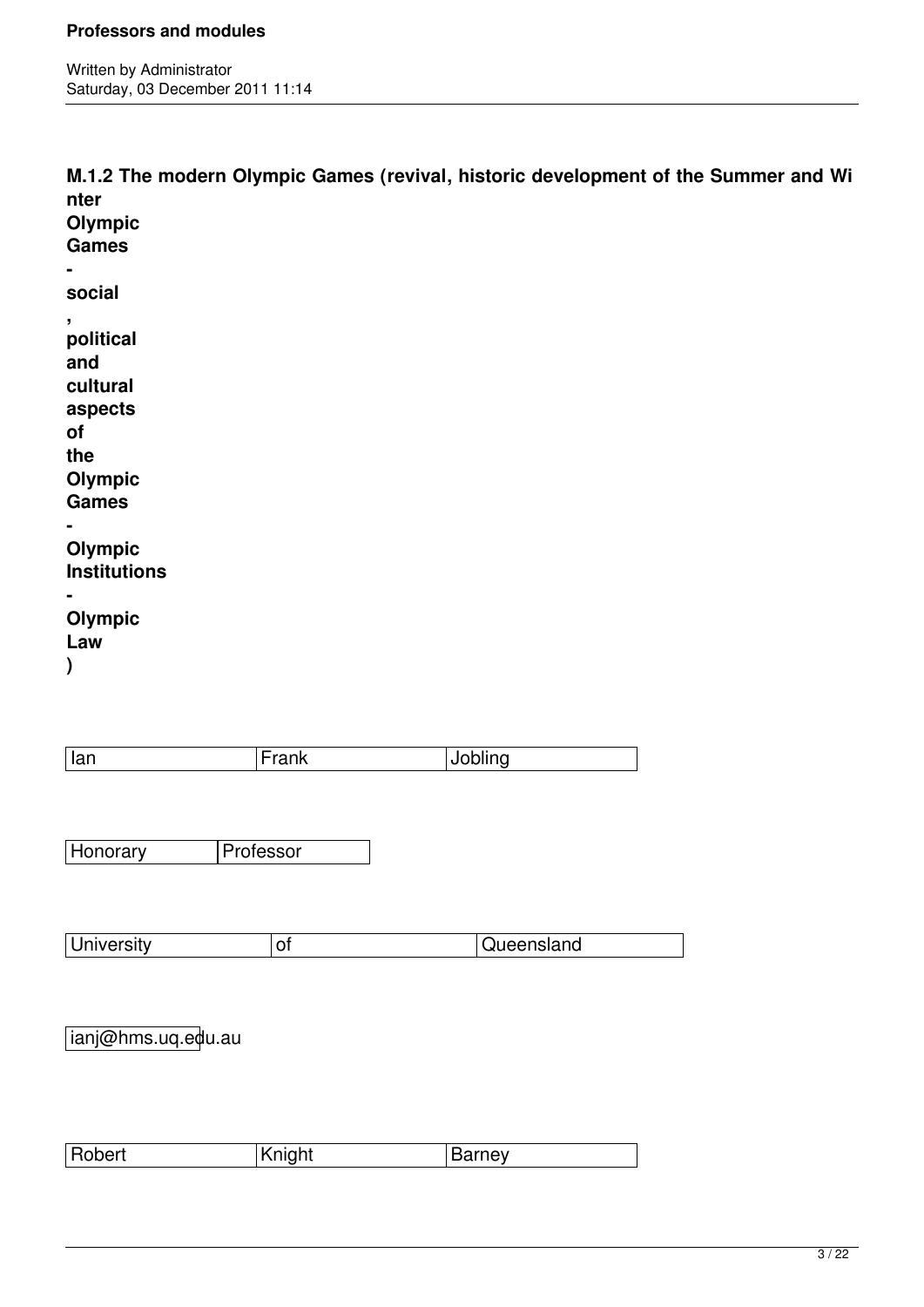**M.1.2 The modern Olympic Games (revival, historic development of the Summer and Winter Olympic Games - social, political and cultural aspects of the Olympic Games - Olympic Institutions - Olympic Law)**

| Ian | Frank | Jobling |
|---|---|---|

| Honorary | Professor |
|---|---|

| University | of | Queensland |
|---|---|---|

ianj@hms.uq.edu.au

| Robert | Knight | Barney |
|---|---|---|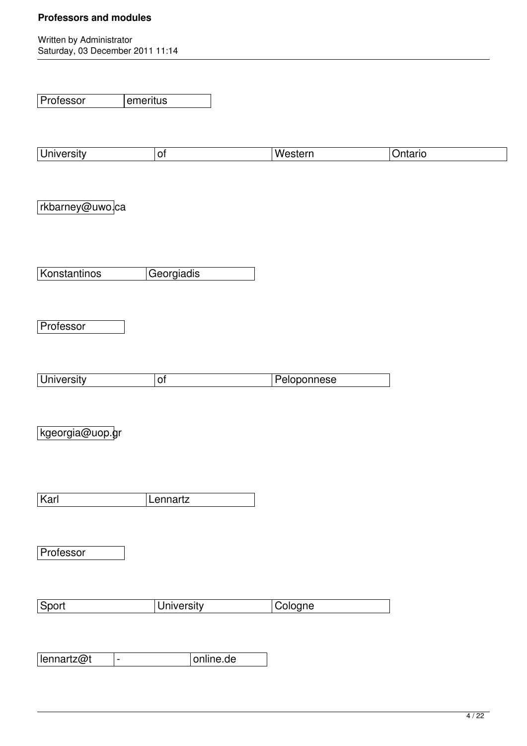| Professor | emeritus |
|---|---|

| University | of | Western | Ontario |
|---|---|---|---|

rkbarney@uwo.ca

| Konstantinos | Georgiadis |
|---|---|

| Professor |
|---|

| University | of | Peloponnese |
|---|---|---|

kgeorgia@uop.gr

| Karl | Lennartz |
|---|---|

| Professor |
|---|

| Sport | University | Cologne |
|---|---|---|

| lennartz@t | - | online.de |
|---|---|---|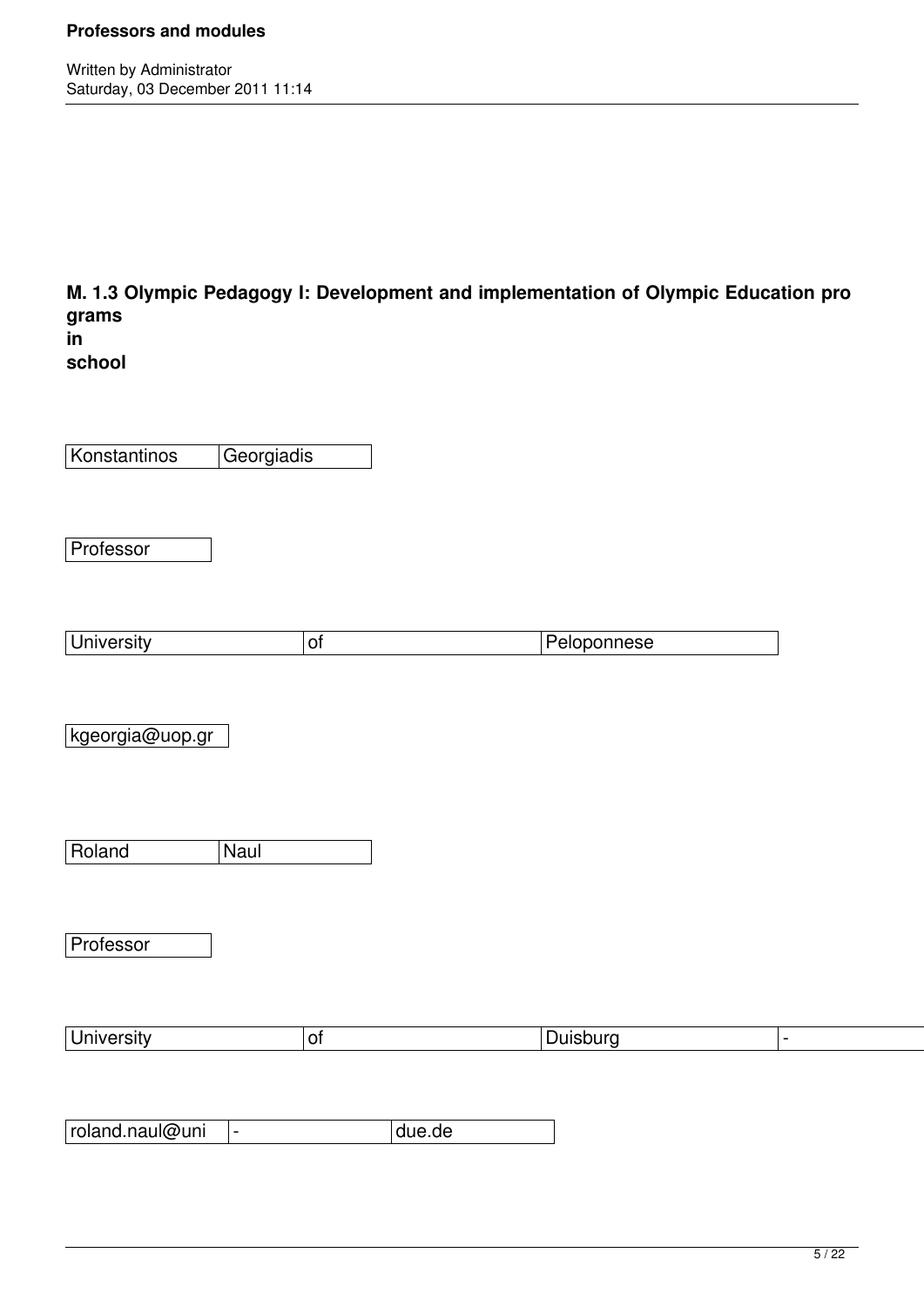**M. 1.3 Olympic Pedagogy I: Development and implementation of Olympic Education programs in school**

| Konstantinos | Georgiadis |
|---|---|

| Professor |
|---|

| University | of | Peloponnese |
|---|---|---|

| kgeorgia@uop.gr |
|---|

| Roland | Naul |
|---|---|

| Professor |
|---|

| University | of | Duisburg | - |
|---|---|---|---|

| roland.naul@uni | - | due.de |
|---|---|---|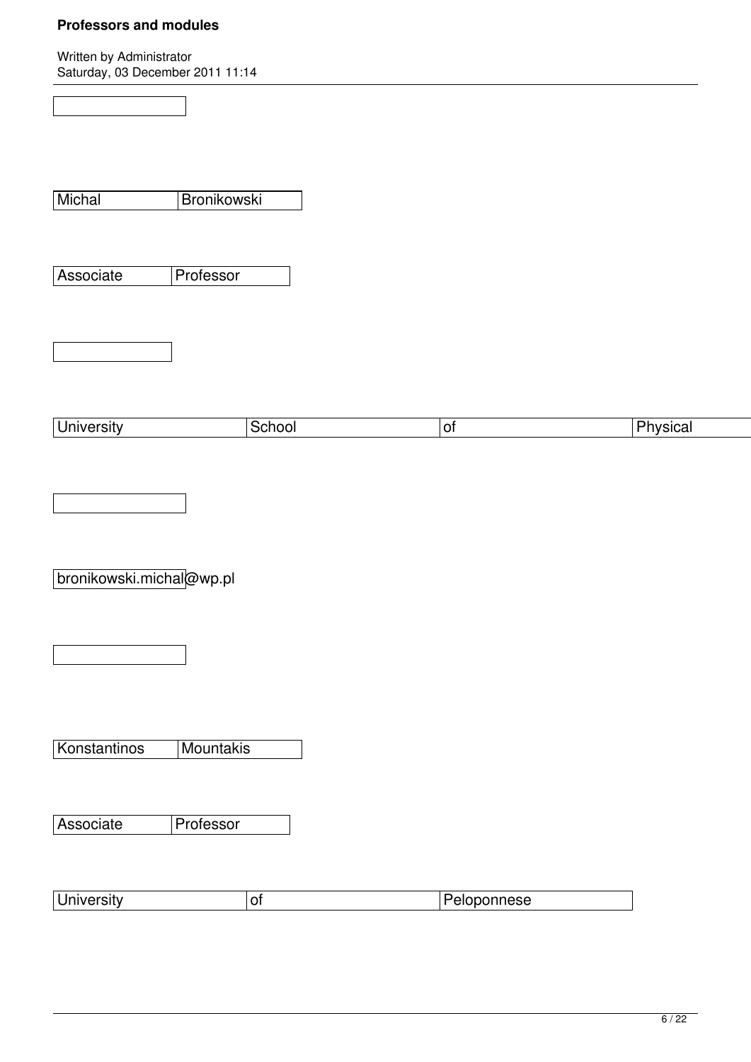Michal Bronikowski

Associate Professor

University School of Physical

bronikowski.michal@wp.pl

Konstantinos Mountakis

Associate Professor

University of Peloponnese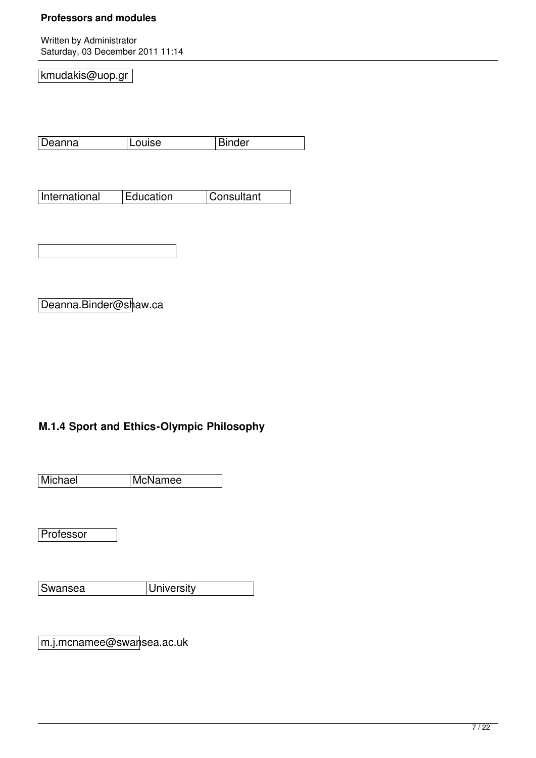kmudakis@uop.gr

| Deanna | Louise | Binder |
|---|---|---|

| International | Education | Consultant |
|---|---|---|

Deanna.Binder@shaw.ca

## M.1.4 Sport and Ethics-Olympic Philosophy

| Michael | McNamee |
|---|---|

Professor

| Swansea | University |
|---|---|

m.j.mcnamee@swansea.ac.uk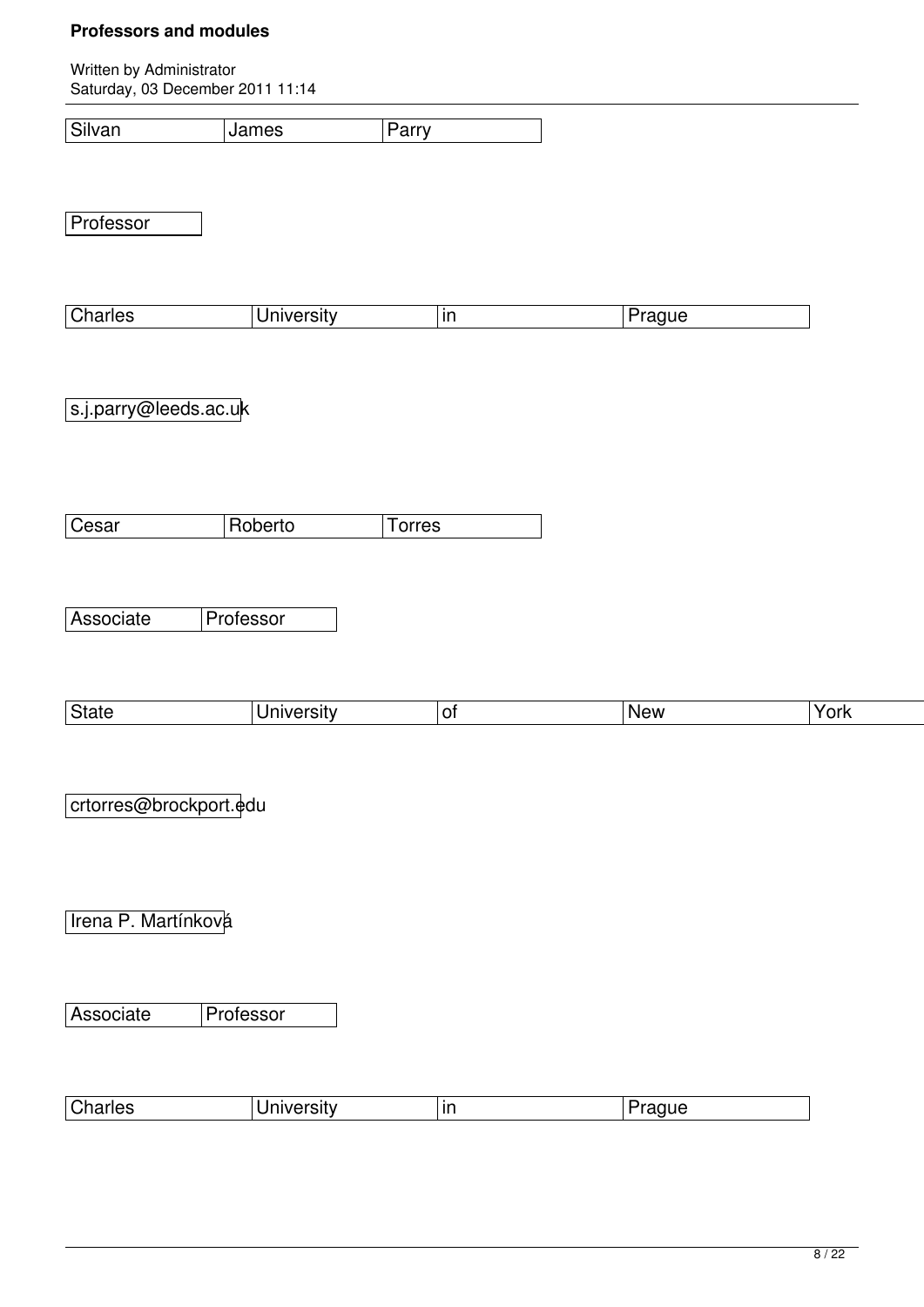Silvan James Parry

Professor

Charles University in Prague

s.j.parry@leeds.ac.uk

Cesar Roberto Torres

Associate Professor

State University of New York

crtorres@brockport.edu

Irena P. Martínková

Associate Professor

Charles University in Prague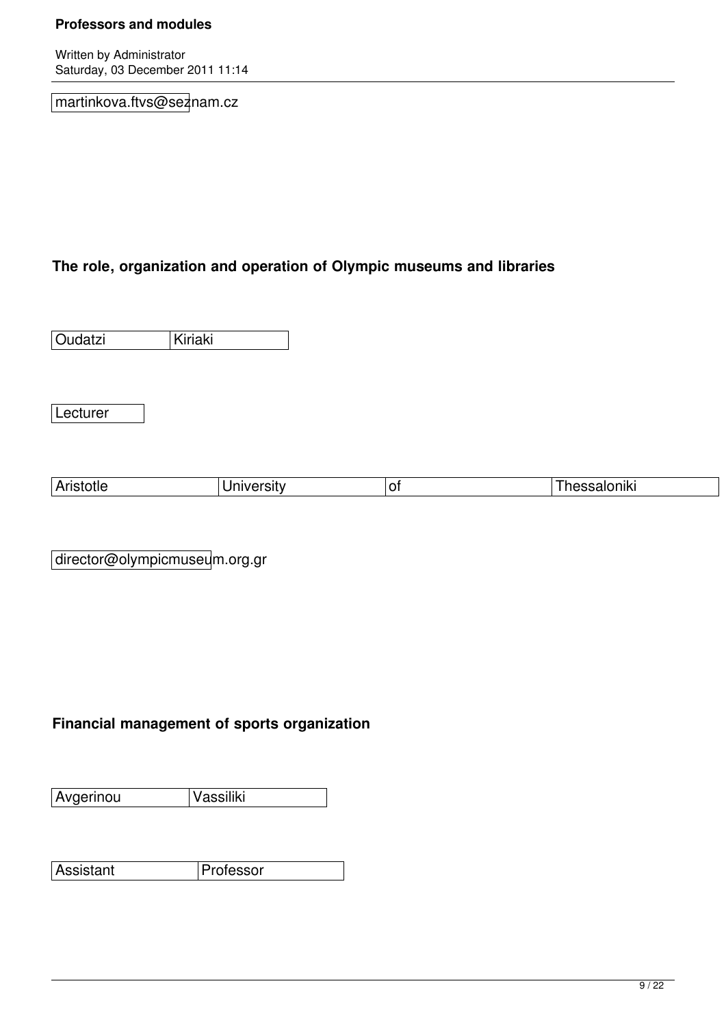martinkova.ftvs@seznam.cz

**The role, organization and operation of Olympic museums and libraries**

| Oudatzi | Kiriaki |
|---|---|

| Lecturer |
|---|

| Aristotle | University | of | Thessaloniki |
|---|---|---|---|

director@olympicmuseum.org.gr

**Financial management of sports organization**

| Avgerinou | Vassiliki |
|---|---|

| Assistant | Professor |
|---|---|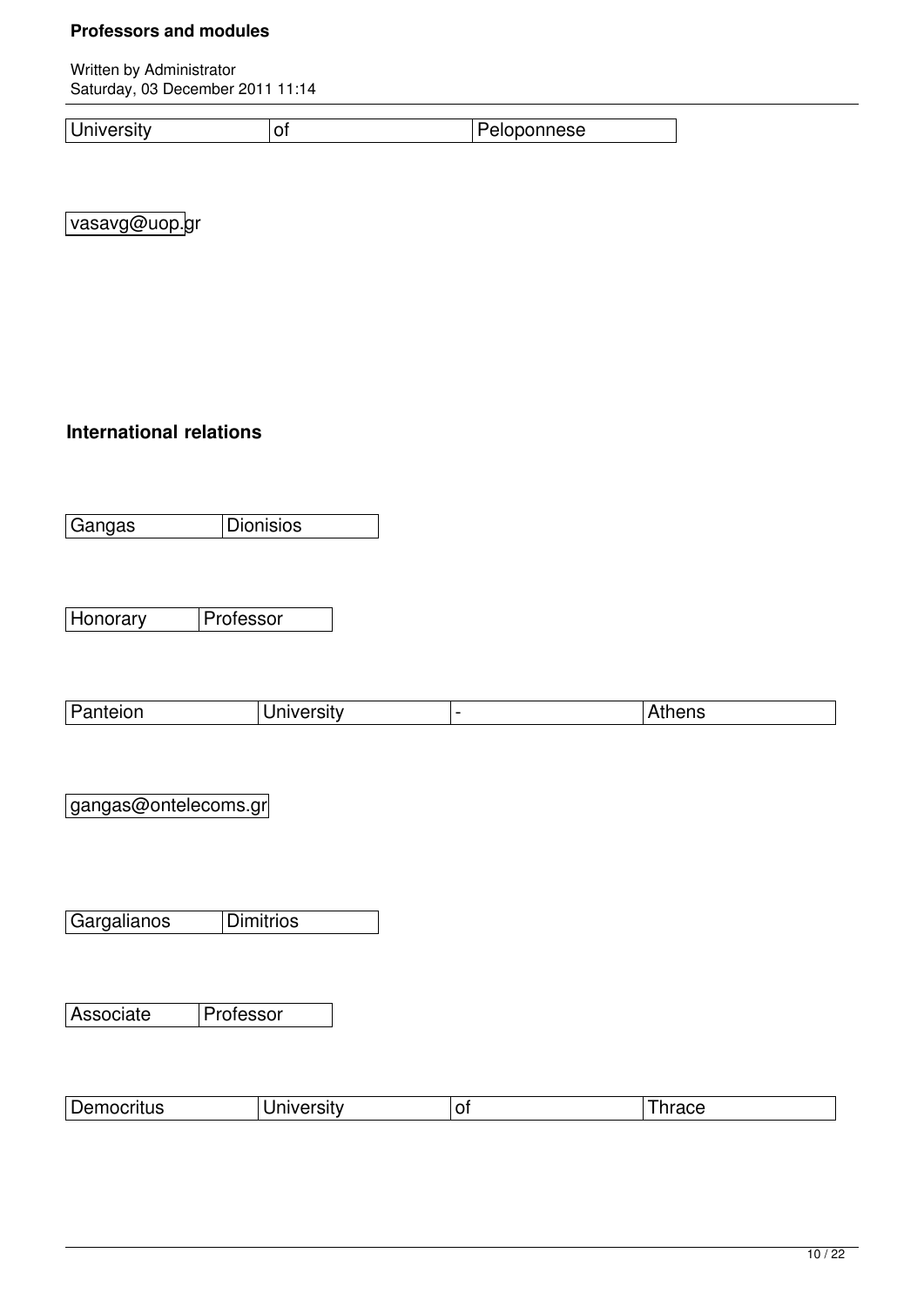| University | of | Peloponnese |
|---|---|---|

vasavg@uop.gr

**International relations**

| Gangas | Dionisios |
|---|---|

| Honorary | Professor |
|---|---|

| Panteion | University | - | Athens |
|---|---|---|---|

gangas@ontelecoms.gr

| Gargalianos | Dimitrios |
|---|---|

| Associate | Professor |
|---|---|

| Democritus | University | of | Thrace |
|---|---|---|---|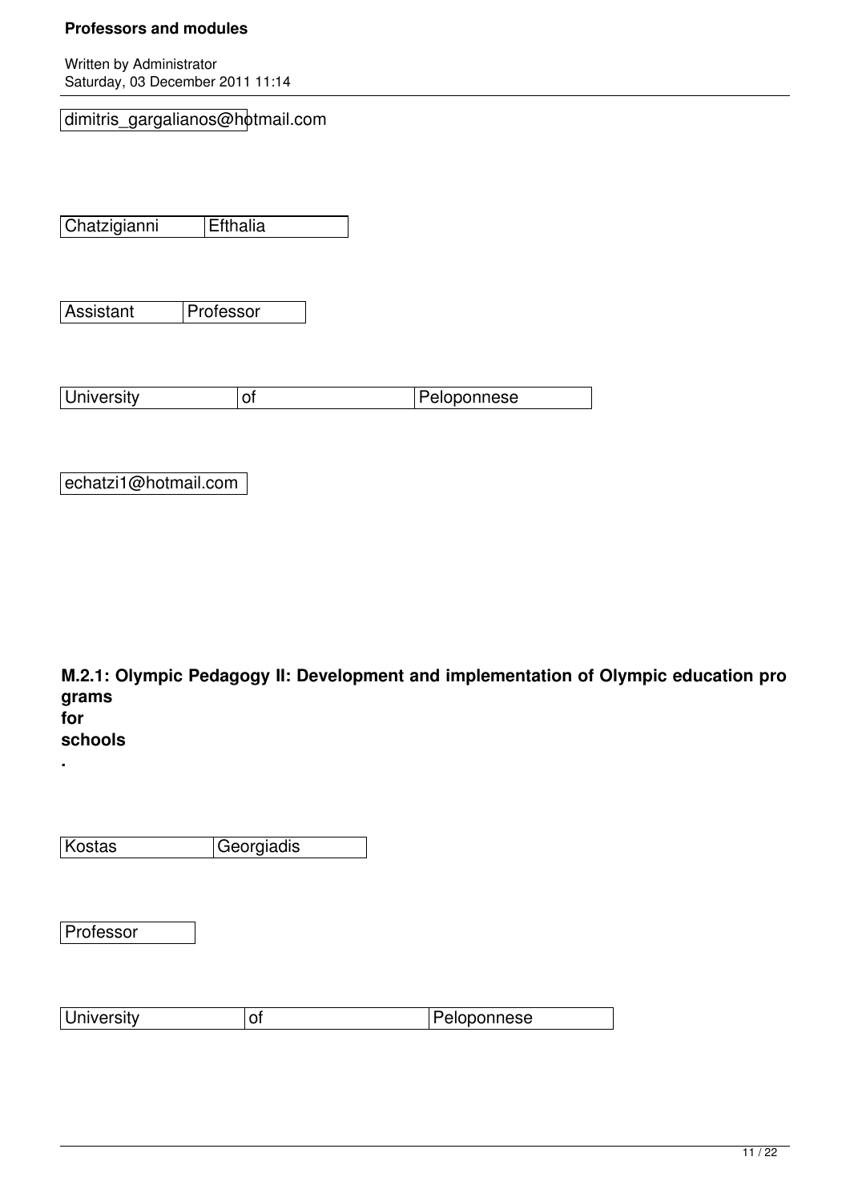dimitris_gargalianos@hotmail.com

| Chatzigianni | Efthalia |
|---|---|

| Assistant | Professor |
|---|---|

| University | of | Peloponnese |
|---|---|---|

echatzi1@hotmail.com

**M.2.1: Olympic Pedagogy II: Development and implementation of Olympic education programs for schools.**

| Kostas | Georgiadis |
|---|---|

Professor

| University | of | Peloponnese |
|---|---|---|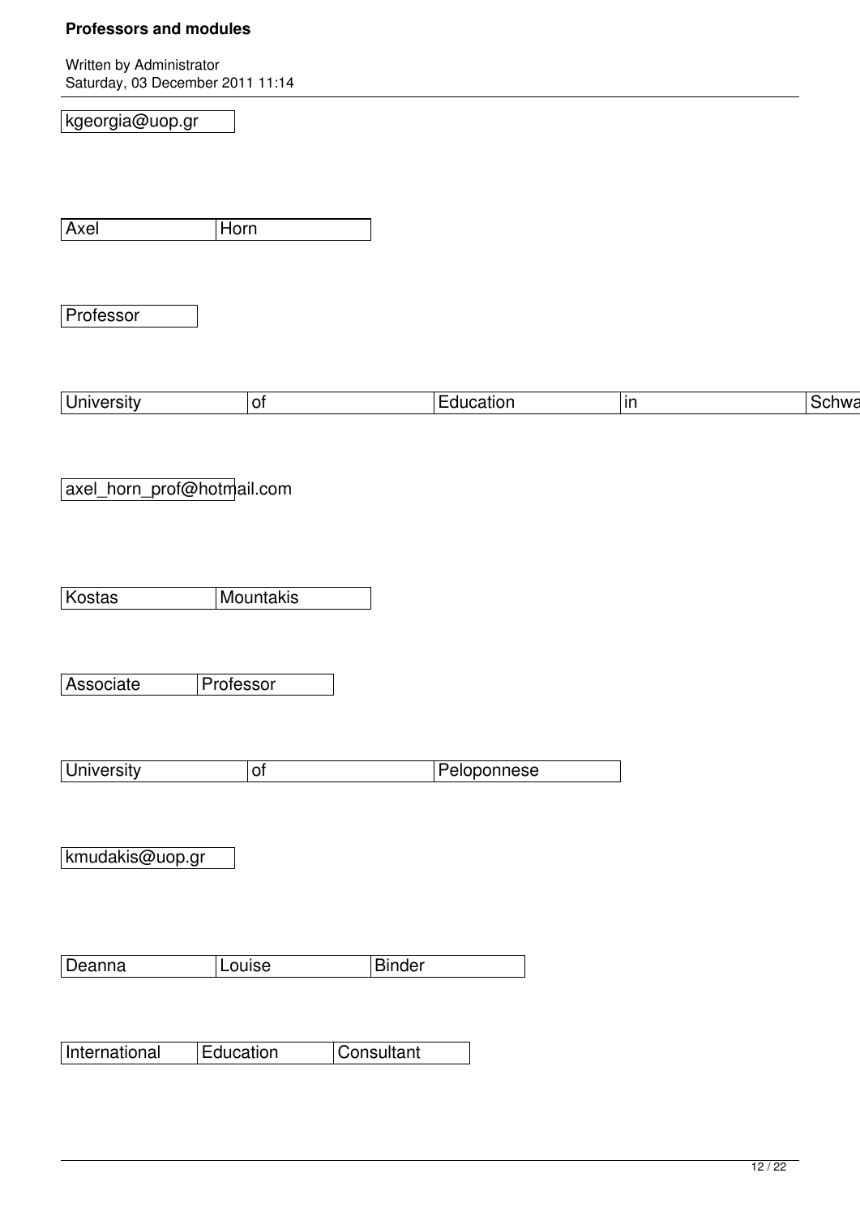| kgeorgia@uop.gr |
|---|

| Axel | Horn |
|---|---|

| Professor |
|---|

| University | of | Education | in | Schwa |
|---|---|---|---|---|

| axel_horn_prof@hotmail.com |
|---|

| Kostas | Mountakis |
|---|---|

| Associate | Professor |
|---|---|

| University | of | Peloponnese |
|---|---|---|

| kmudakis@uop.gr |
|---|

| Deanna | Louise | Binder |
|---|---|---|

| International | Education | Consultant |
|---|---|---|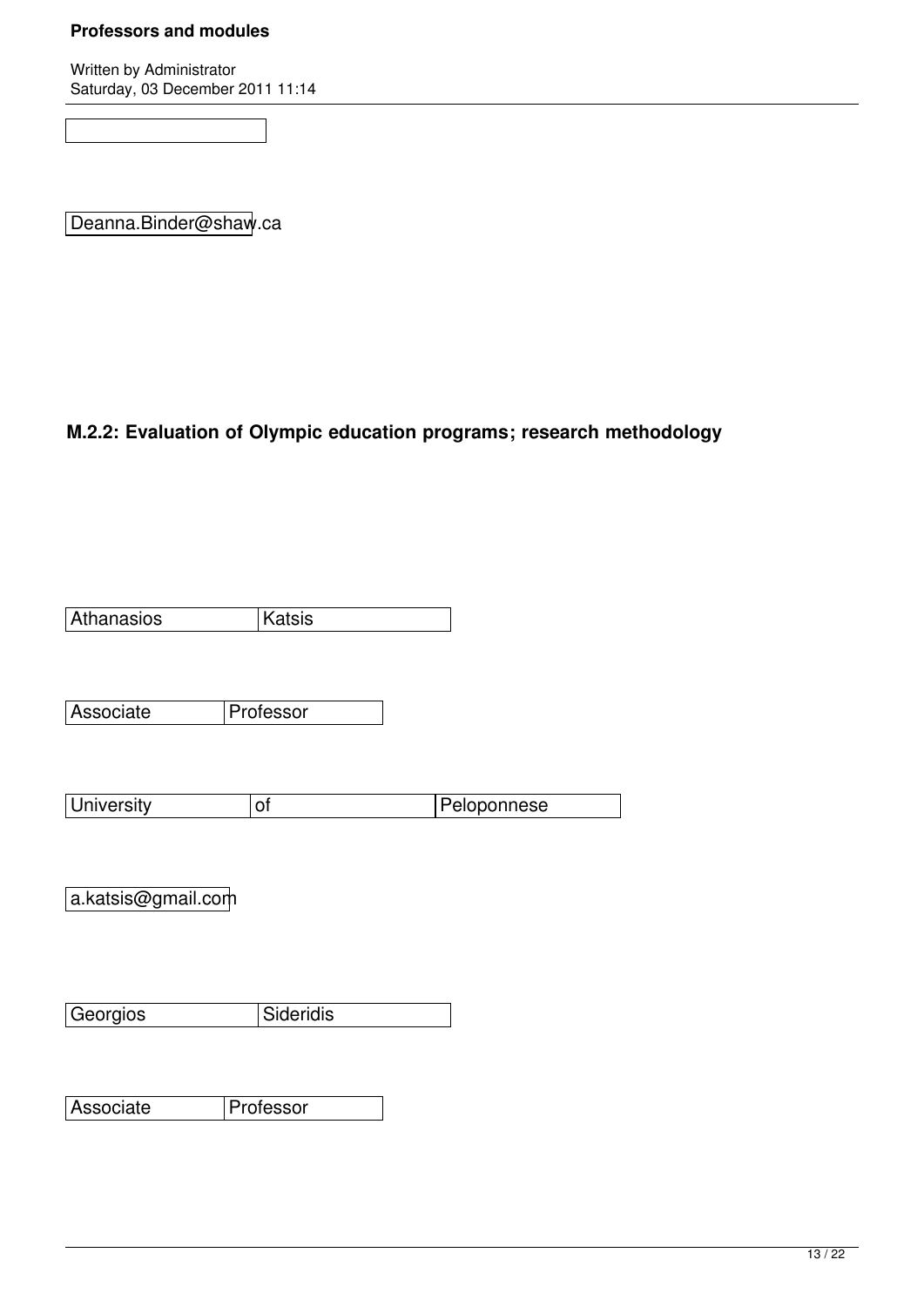Deanna.Binder@shaw.ca

## M.2.2: Evaluation of Olympic education programs; research methodology

| Athanasios | Katsis |
| --- | --- |

| Associate | Professor |
| --- | --- |

| University | of | Peloponnese |
| --- | --- | --- |

a.katsis@gmail.com

| Georgios | Sideridis |
| --- | --- |

| Associate | Professor |
| --- | --- |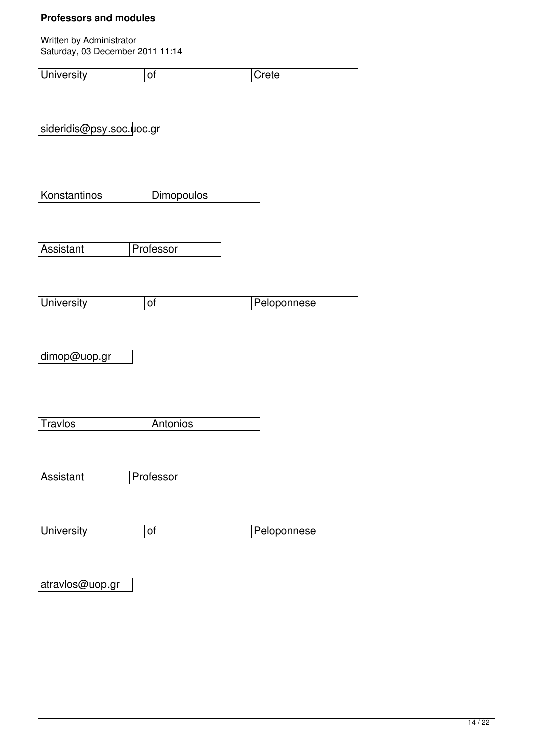| University | of | Crete |
|---|---|---|

| sideridis@psy.soc.uoc.gr |
|---|

| Konstantinos | Dimopoulos |
|---|---|

| Assistant | Professor |
|---|---|

| University | of | Peloponnese |
|---|---|---|

| dimop@uop.gr |
|---|

| Travlos | Antonios |
|---|---|

| Assistant | Professor |
|---|---|

| University | of | Peloponnese |
|---|---|---|

| atravlos@uop.gr |
|---|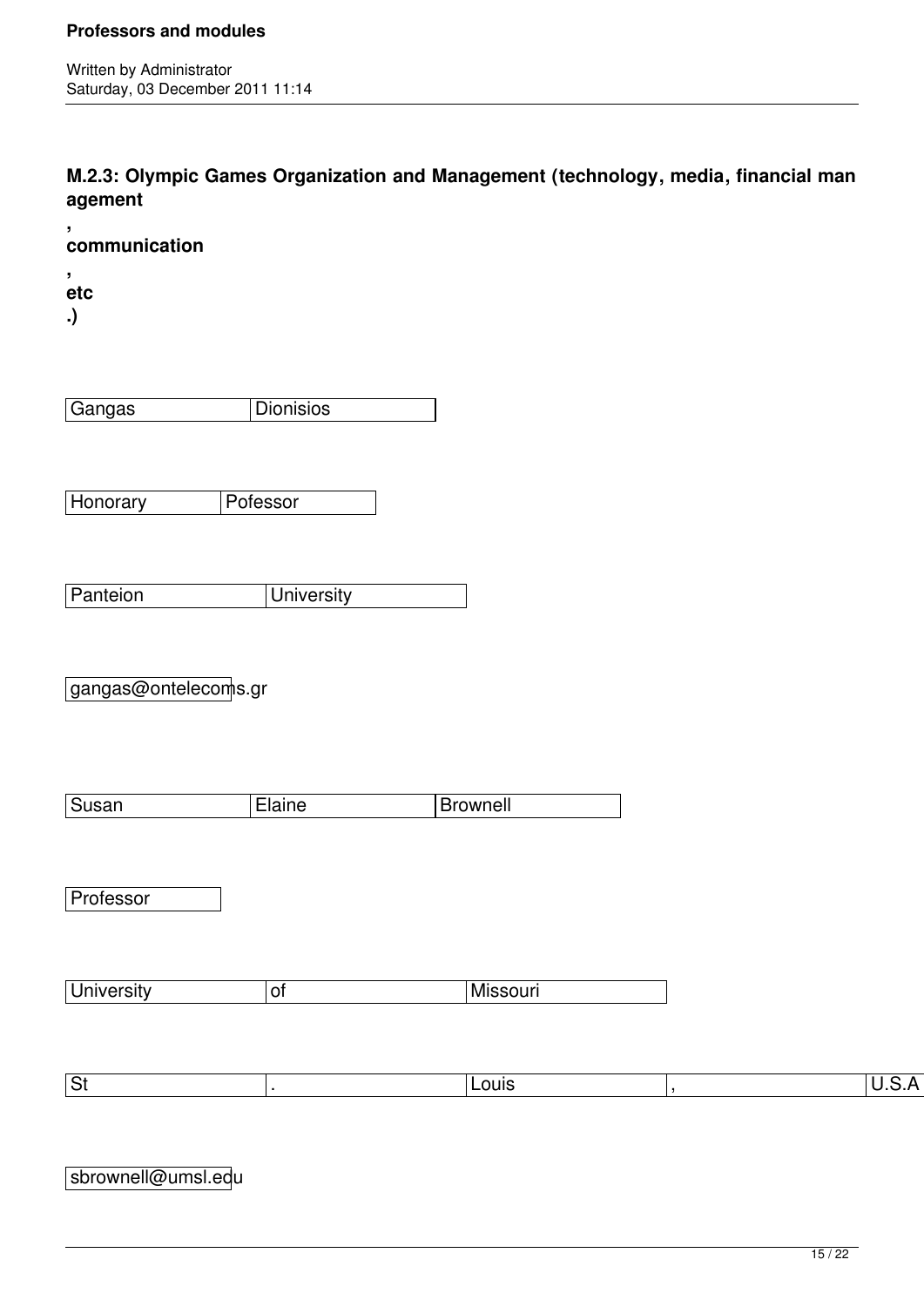**M.2.3: Olympic Games Organization and Management (technology, media, financial management, communication, etc.)**

| Gangas | Dionisios |
|---|---|

| Honorary | Pofessor |
|---|---|

| Panteion | University |
|---|---|

gangas@ontelecoms.gr

| Susan | Elaine | Brownell |
|---|---|---|

Professor

| University | of | Missouri |
|---|---|---|

| St | . | Louis | , | U.S.A |
|---|---|---|---|---|

sbrownell@umsl.edu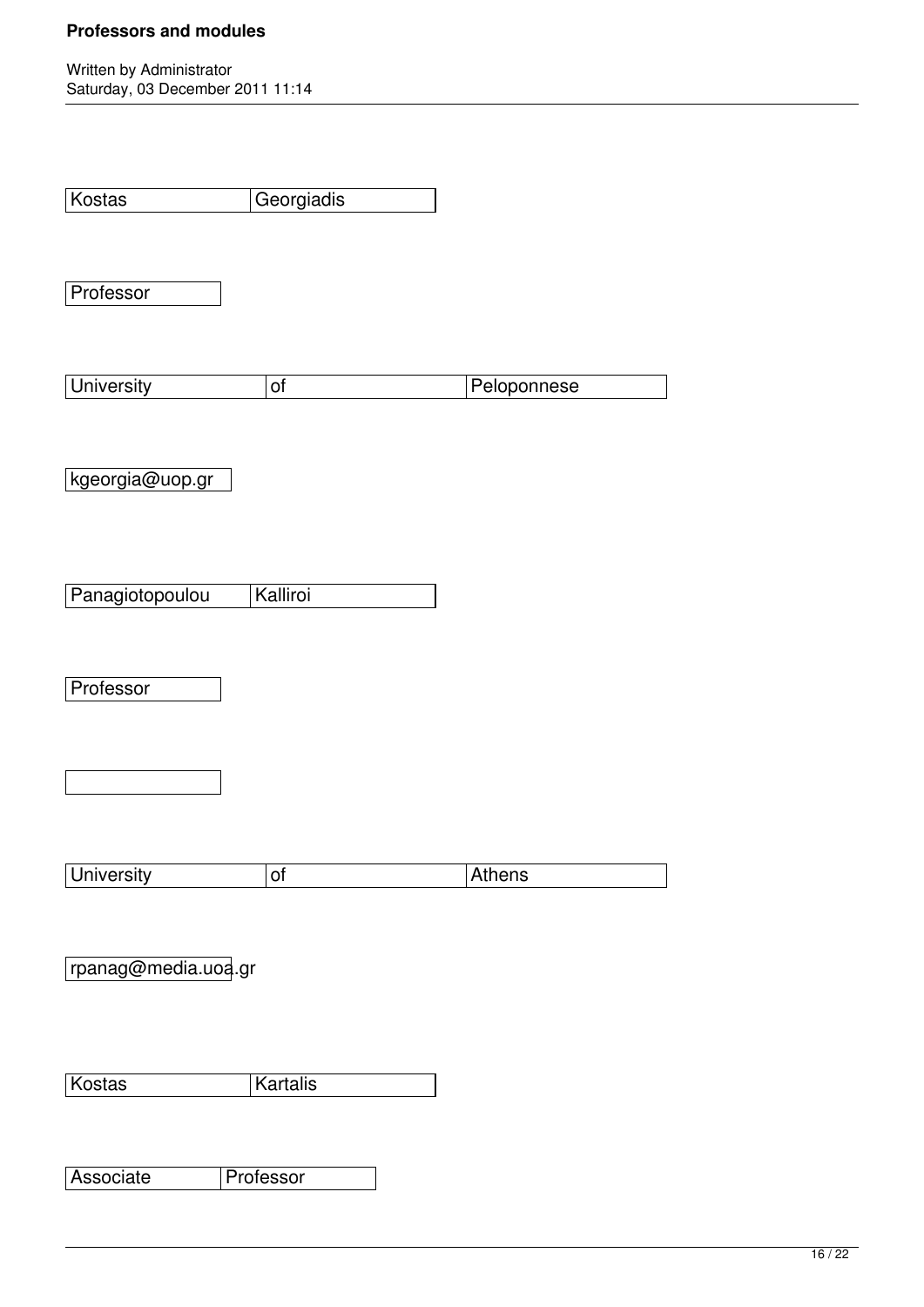| Kostas | Georgiadis |
|---|---|

| Professor |
|---|

| University | of | Peloponnese |
|---|---|---|

| kgeorgia@uop.gr |
|---|

| Panagiotopoulou | Kalliroi |
|---|---|

| Professor |
|---|

| |
|---|

| University | of | Athens |
|---|---|---|

| rpanag@media.uoa.gr |
|---|

| Kostas | Kartalis |
|---|---|

| Associate | Professor |
|---|---|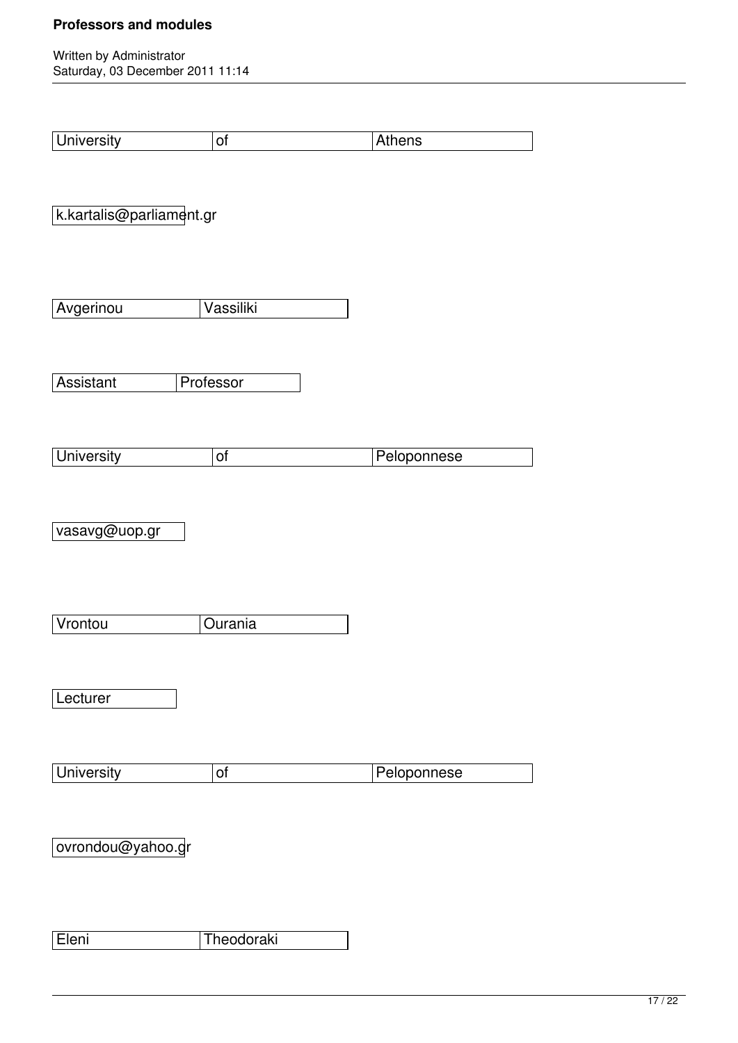| University | of | Athens |
|---|---|---|

k.kartalis@parliament.gr

| Avgerinou | Vassiliki |
|---|---|

| Assistant | Professor |
|---|---|

| University | of | Peloponnese |
|---|---|---|

vasavg@uop.gr

| Vrontou | Ourania |
|---|---|

Lecturer

| University | of | Peloponnese |
|---|---|---|

ovrondou@yahoo.gr

| Eleni | Theodoraki |
|---|---|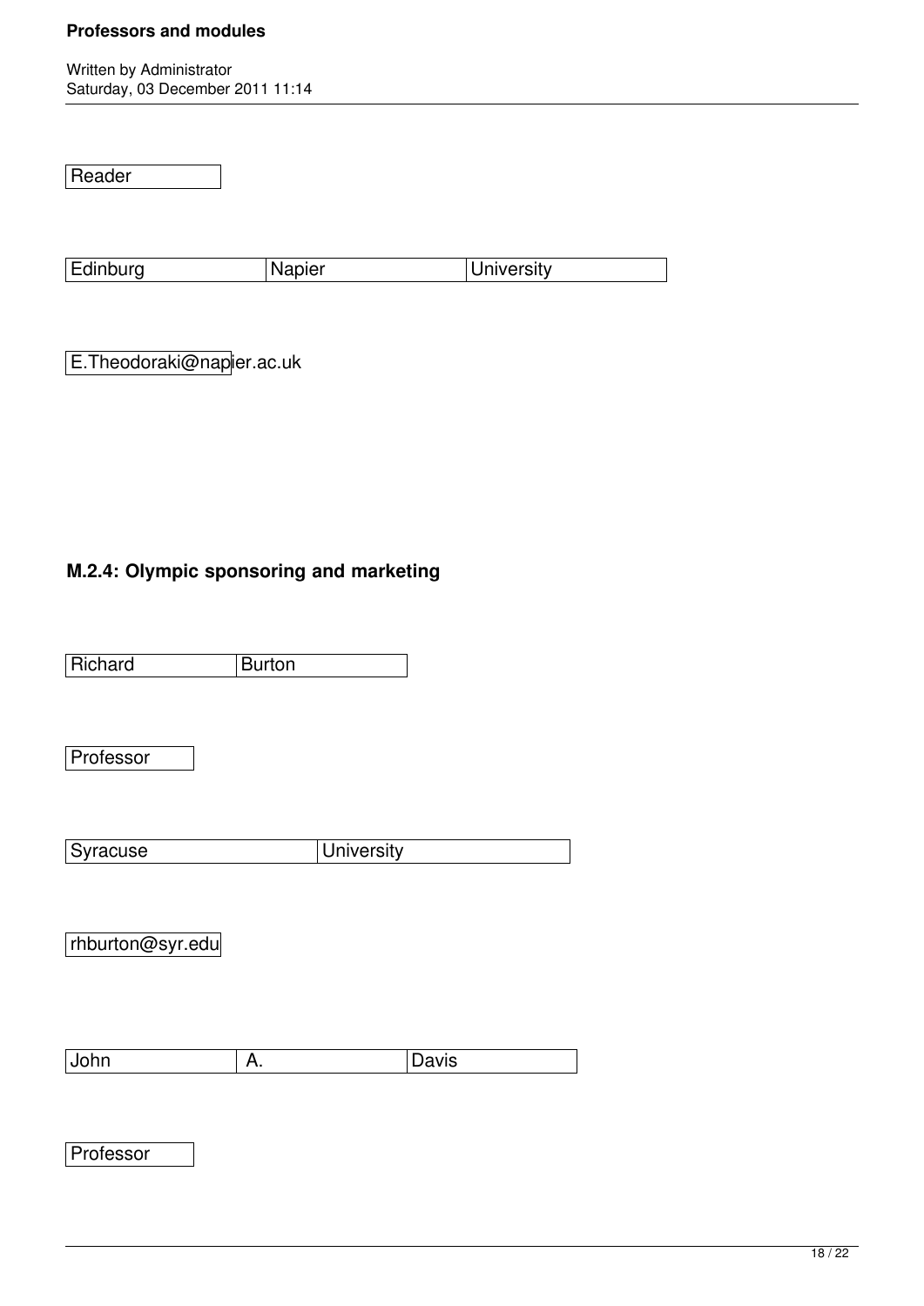| Reader |
|---|

| Edinburg | Napier | University |
|---|---|---|

E.Theodoraki@napier.ac.uk

### M.2.4: Olympic sponsoring and marketing

| Richard | Burton |
|---|---|

| Professor |
|---|

| Syracuse | University |
|---|---|

| rhburton@syr.edu |
|---|

| John | A. | Davis |
|---|---|---|

| Professor |
|---|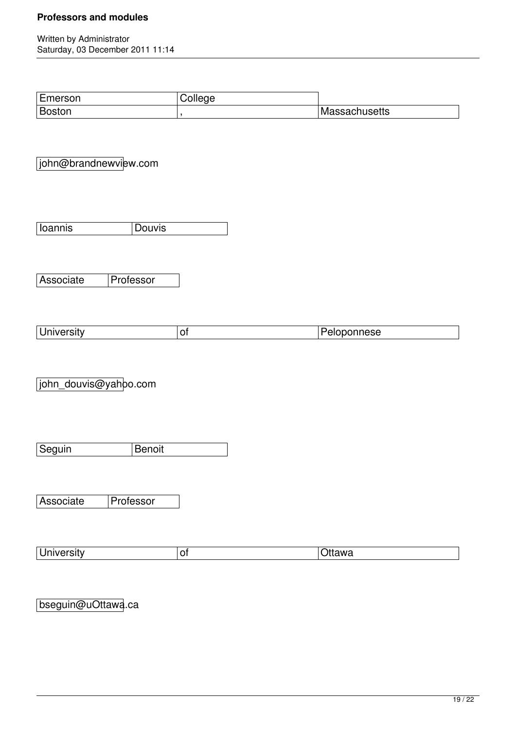| Emerson | College | |
|---|---|---|
| Boston | , | Massachusetts |

john@brandnewview.com

| Ioannis | Douvis |
|---|---|

| Associate | Professor |
|---|---|

| University | of | Peloponnese |
|---|---|---|

john_douvis@yahoo.com

| Seguin | Benoit |
|---|---|

| Associate | Professor |
|---|---|

| University | of | Ottawa |
|---|---|---|

bseguin@uOttawa.ca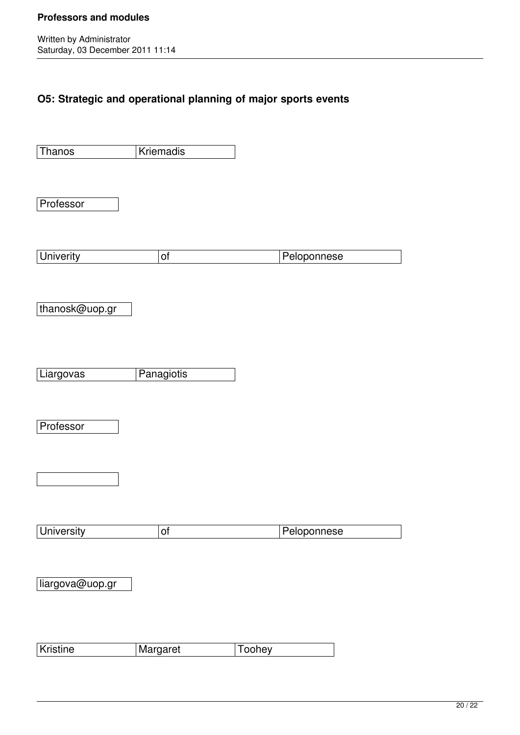## O5: Strategic and operational planning of major sports events

| Thanos | Kriemadis |
|---|---|

| Professor |
|---|

| Univerity | of | Peloponnese |
|---|---|---|

| thanosk@uop.gr |
|---|

| Liargovas | Panagiotis |
|---|---|

| Professor |
|---|

| |
|---|

| University | of | Peloponnese |
|---|---|---|

| liargova@uop.gr |
|---|

| Kristine | Margaret | Toohey |
|---|---|---|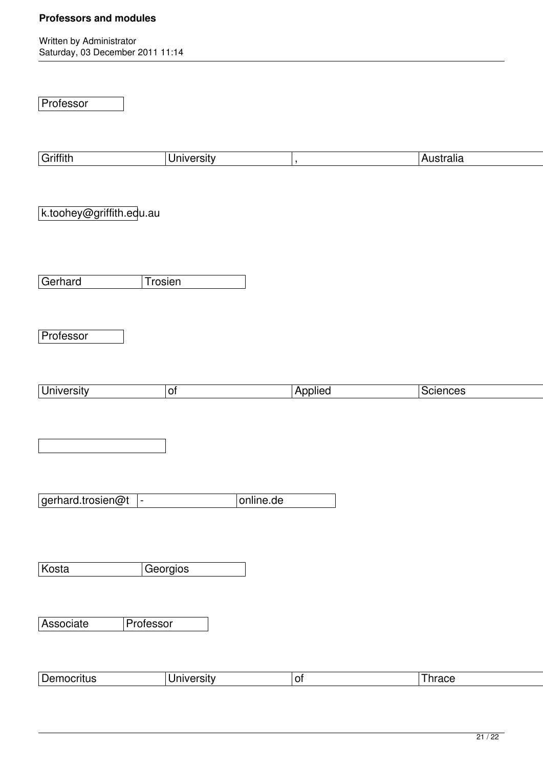Professor

Griffith University , Australia

k.toohey@griffith.edu.au

Gerhard Trosien

Professor

University of Applied Sciences

gerhard.trosien@t - online.de

Kosta Georgios

Associate Professor

Democritus University of Thrace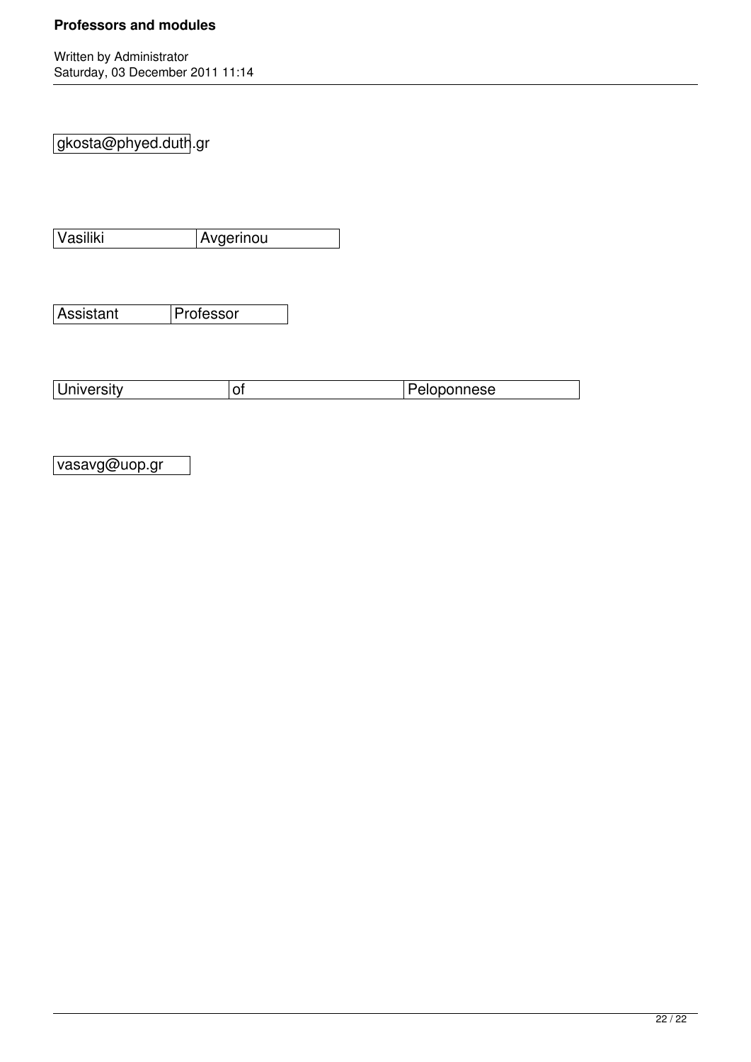gkosta@phyed.duth.gr

| | |
|---|---|
| Vasiliki | Avgerinou |

| | |
|---|---|
| Assistant | Professor |

| | | |
|---|---|---|
| University | of | Peloponnese |

vasavg@uop.gr